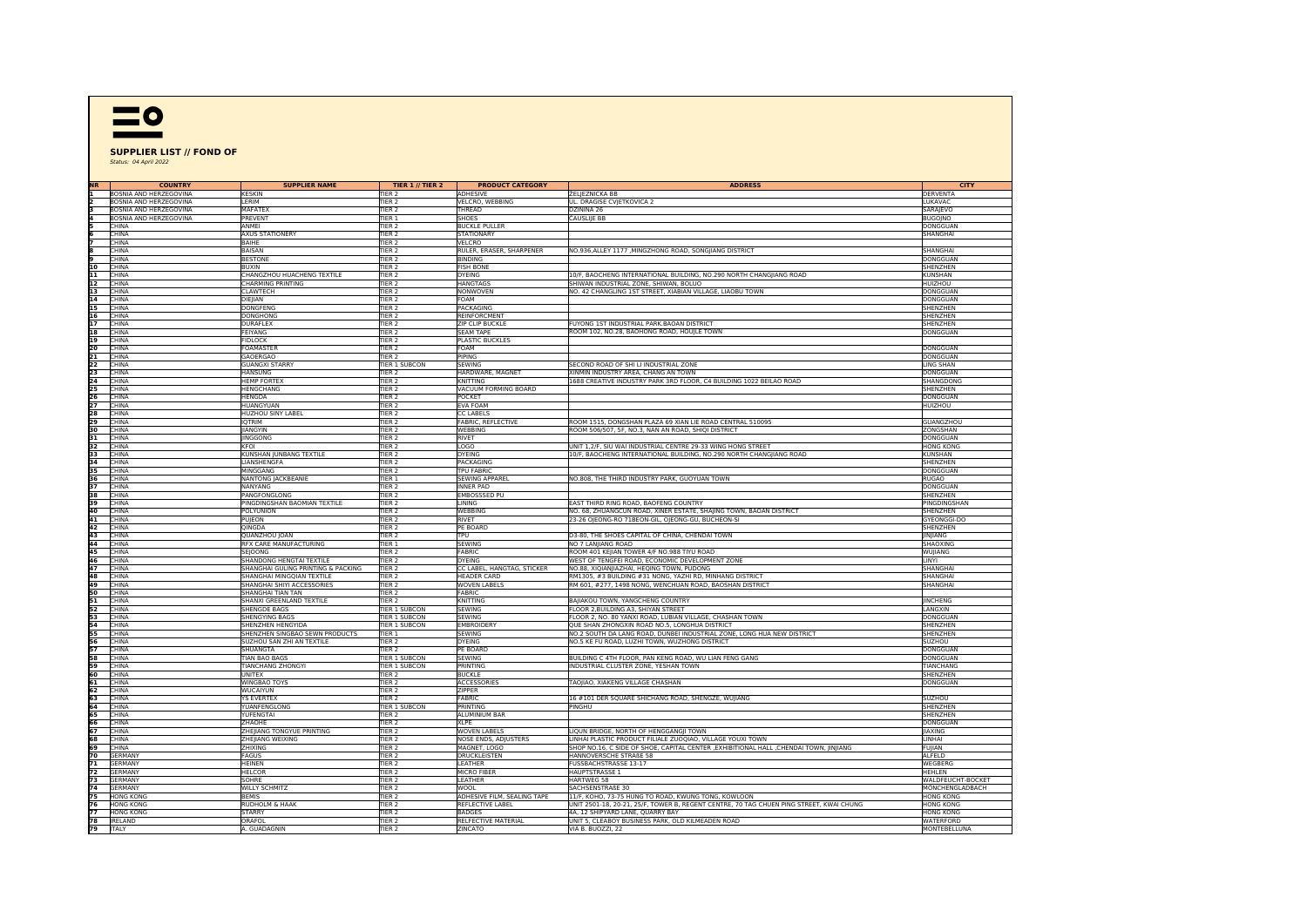**SUPPLIER LIST // FOND OF**

*Status: 04 April 2022*

| NR | COUNTRY | SUPPLIER NAME | TIER 1 // TIER 2 | PRODUCT CATEGORY | ADDRESS | CITY |
|---|---|---|---|---|---|---|
| 1 | BOSNIA AND HERZEGOVINA | KESKIN | TIER 2 | ADHESIVE | ŽELJEZNIČKA BB | DERVENTA |
| 2 | BOSNIA AND HERZEGOVINA | LERIM | TIER 2 | VELCRO, WEBBING | UL. DRAGIŠE CVJETKOVIĆA 2 | LUKAVAC |
| 3 | BOSNIA AND HERZEGOVINA | MAFATEX | TIER 2 | THREAD | DŽININA 26 | SARAJEVO |
| 4 | BOSNIA AND HERZEGOVINA | PREVENT | TIER 1 | SHOES | ČAUŠLIJE BB | BUGOJNO |
| 5 | CHINA | ANMEI | TIER 2 | BUCKLE PULLER | | DONGGUAN |
| 6 | CHINA | AXUS STATIONERY | TIER 2 | STATIONARY | | SHANGHAI |
| 7 | CHINA | BAIHE | TIER 2 | VELCRO | | |
| 8 | CHINA | BAISAN | TIER 2 | RULER, ERASER, SHARPENER | NO.936,ALLEY 1177 ,MINGZHONG ROAD, SONGJIANG DISTRICT | SHANGHAI |
| 9 | CHINA | BESTONE | TIER 2 | BINDING | | DONGGUAN |
| 10 | CHINA | BUXIN | TIER 2 | FISH BONE | | SHENZHEN |
| 11 | CHINA | CHANGZHOU HUACHENG TEXTILE | TIER 2 | DYEING | 10/F, BAOCHENG INTERNATIONAL BUILDING, NO.290 NORTH CHANGJIANG ROAD | KUNSHAN |
| 12 | CHINA | CHARMING PRINTING | TIER 2 | HANGTAGS | SHIWAN INDUSTRIAL ZONE, SHIWAN, BOLUO | HUIZHOU |
| 13 | CHINA | CLAWTECH | TIER 2 | NONWOVEN | NO. 42 CHANGLING 1ST STREET, XIABIAN VILLAGE, LIAOBU TOWN | DONGGUAN |
| 14 | CHINA | DIEJIAN | TIER 2 | FOAM | | DONGGUAN |
| 15 | CHINA | DONGFENG | TIER 2 | PACKAGING | | SHENZHEN |
| 16 | CHINA | DONGHONG | TIER 2 | REINFORCMENT | | SHENZHEN |
| 17 | CHINA | DURAFLEX | TIER 2 | ZIP CLIP BUCKLE | FUYONG 1ST INDUSTRIAL PARK BAOAN DISTRICT | SHENZHEN |
| 18 | CHINA | FEIYANG | TIER 2 | SEAM TAPE | ROOM 102, NO.28, BAOHONG ROAD, HOUJLE TOWN | DONGGUAN |
| 19 | CHINA | FIDLOCK | TIER 2 | PLASTIC BUCKLES | | |
| 20 | CHINA | FOAMASTER | TIER 2 | FOAM | | DONGGUAN |
| 21 | CHINA | GAOERGAO | TIER 2 | PIPING | | DONGGUAN |
| 22 | CHINA | GUANGXI STARRY | TIER 1 SUBCON | SEWING | SECOND ROAD OF SHI LI INDUSTRIAL ZONE | LING SHAN |
| 23 | CHINA | HANSUNG | TIER 2 | HARDWARE, MAGNET | XINMIN INDUSTRY AREA, CHANG AN TOWN | DONGGUAN |
| 24 | CHINA | HEMP FORTEX | TIER 2 | KNITTING | 1688 CREATIVE INDUSTRY PARK 3RD FLOOR, C4 BUILDING 1022 BEILAO ROAD | SHANGDONG |
| 25 | CHINA | HENGCHANG | TIER 2 | VACUUM FORMING BOARD | | SHENZHEN |
| 26 | CHINA | HENGDA | TIER 2 | POCKET | | DONGGUAN |
| 27 | CHINA | HUANGYUAN | TIER 2 | EVA FOAM | | HUIZHOU |
| 28 | CHINA | HUZHOU SINY LABEL | TIER 2 | CC LABELS | | |
| 29 | CHINA | IQTRIM | TIER 2 | FABRIC, REFLECTIVE | ROOM 1515, DONGSHAN PLAZA 69 XIAN LIE ROAD CENTRAL 510095 | GUANGZHOU |
| 30 | CHINA | JIANGYIN | TIER 2 | WEBBING | ROOM 506/507, 5F, NO.3, NAN AN ROAD, SHIQI DISTRICT | ZONGSHAN |
| 31 | CHINA | JINGGONG | TIER 2 | RIVET | | DONGGUAN |
| 32 | CHINA | KFOI | TIER 2 | LOGO | UNIT 1,2/F, SIU WAI INDUSTRIAL CENTRE 29-33 WING HONG STREET | HONG KONG |
| 33 | CHINA | KUNSHAN JUNBANG TEXTILE | TIER 2 | DYEING | 10/F, BAOCHENG INTERNATIONAL BUILDING, NO.290 NORTH CHANGJIANG ROAD | KUNSHAN |
| 34 | CHINA | LIANSHENGFA | TIER 2 | PACKAGING | | SHENZHEN |
| 35 | CHINA | MINGGANG | TIER 2 | TPU FABRIC | | DONGGUAN |
| 36 | CHINA | NANTONG JACKBEANIE | TIER 1 | SEWING APPAREL | NO.808, THE THIRD INDUSTRY PARK, GUOYUAN TOWN | RUGAO |
| 37 | CHINA | NANYANG | TIER 2 | INNER PAD | | DONGGUAN |
| 38 | CHINA | PANGFONGLONG | TIER 2 | EMBOSSSED PU | | SHENZHEN |
| 39 | CHINA | PINGDINGSHAN BAOMIAN TEXTILE | TIER 2 | LINING | EAST THIRD RING ROAD, BAOFENG COUNTRY | PINGDINGSHAN |
| 40 | CHINA | POLYUNION | TIER 2 | WEBBING | NO. 68, ZHUANGCUN ROAD, XINER ESTATE, SHAJING TOWN, BAOAN DISTRICT | SHENZHEN |
| 41 | CHINA | PUJEON | TIER 2 | RIVET | 23-26 OJEONG-RO 71BEON-GIL, OJEONG-GU, BUCHEON-SI | GYEONGGI-DO |
| 42 | CHINA | QINGDA | TIER 2 | PE BOARD | | SHENZHEN |
| 43 | CHINA | QUANZHOU JOAN | TIER 2 | TPU | D3-80, THE SHOES CAPITAL OF CHINA, CHENDAI TOWN | JINJIANG |
| 44 | CHINA | RFX CARE MANUFACTURING | TIER 1 | SEWING | NO 7 LANJIANG ROAD | SHAOXING |
| 45 | CHINA | SEJOONG | TIER 2 | FABRIC | ROOM 401 KEJIAN TOWER 4/F NO.988 TIYU ROAD | WUJIANG |
| 46 | CHINA | SHANDONG HENGTAI TEXTILE | TIER 2 | DYEING | WEST OF TENGFEI ROAD, ECONOMIC DEVELOPMENT ZONE | LINYI |
| 47 | CHINA | SHANGHAI GULING PRINTING & PACKING | TIER 2 | CC LABEL, HANGTAG, STICKER | NO.88, XIQIANJIAZHAI, HEQING TOWN, PUDONG | SHANGHAI |
| 48 | CHINA | SHANGHAI MINGQIAN TEXTILE | TIER 2 | HEADER CARD | RM1305, #3 BUILDING #31 NONG, YAZHI RD, MINHANG DISTRICT | SHANGHAI |
| 49 | CHINA | SHANGHAI SHIYI ACCESSORIES | TIER 2 | WOVEN LABELS | RM 601, #277, 1498 NONG, WENCHUAN ROAD, BAOSHAN DISTRICT | SHANGHAI |
| 50 | CHINA | SHANGHAI TIAN TAN | TIER 2 | FABRIC | | |
| 51 | CHINA | SHANXI GREENLAND TEXTILE | TIER 2 | KNITTING | BAJIAKOU TOWN, YANGCHENG COUNTRY | JINCHENG |
| 52 | CHINA | SHENGDE BAGS | TIER 1 SUBCON | SEWING | FLOOR 2,BUILDING A3, SHIYAN STREET | LANGXIN |
| 53 | CHINA | SHENGYING BAGS | TIER 1 SUBCON | SEWING | FLOOR 2, NO. 80 YANXI ROAD, LUBIAN VILLAGE, CHASHAN TOWN | DONGGUAN |
| 54 | CHINA | SHENZHEN HENGYIDA | TIER 1 SUBCON | EMBROIDERY | QUE SHAN ZHONGXIN ROAD NO.5, LONGHUA DISTRICT | SHENZHEN |
| 55 | CHINA | SHENZHEN SINGBAO SEWN PRODUCTS | TIER 1 | SEWING | NO.2 SOUTH DA LANG ROAD, DUNBEI INDUSTRIAL ZONE, LONG HUA NEW DISTRICT | SHENZHEN |
| 56 | CHINA | SUZHOU SAN ZHI AN TEXTILE | TIER 2 | DYEING | NO.5 KE FU ROAD, LUZHI TOWN, WUZHONG DISTRICT | SUZHOU |
| 57 | CHINA | SHUANGTA | TIER 2 | PE BOARD | | DONGGUAN |
| 58 | CHINA | TIAN BAO BAGS | TIER 1 SUBCON | SEWING | BUILDING C 4TH FLOOR, PAN KENG ROAD, WU LIAN FENG GANG | DONGGUAN |
| 59 | CHINA | TIANCHANG ZHONGYI | TIER 1 SUBCON | PRINTING | INDUSTRIAL CLUSTER ZONE, YESHAN TOWN | TIANCHANG |
| 60 | CHINA | UNITEX | TIER 2 | BUCKLE | | SHENZHEN |
| 61 | CHINA | WINGBAO TOYS | TIER 2 | ACCESSORIES | TAOJIAO, XIAKENG VILLAGE CHASHAN | DONGGUAN |
| 62 | CHINA | WUCAIYUN | TIER 2 | ZIPPER | | |
| 63 | CHINA | YS EVERTEX | TIER 2 | FABRIC | 16 #101 DER SQUARE SHICHANG ROAD, SHENGZE, WUJIANG | SUZHOU |
| 64 | CHINA | YUANFENGLONG | TIER 1 SUBCON | PRINTING | PINGHU | SHENZHEN |
| 65 | CHINA | YUFENGTAI | TIER 2 | ALUMINIUM BAR | | SHENZHEN |
| 66 | CHINA | ZHAOHE | TIER 2 | XLPE | | DONGGUAN |
| 67 | CHINA | ZHEJIANG TONGYUE PRINTING | TIER 2 | WOVEN LABELS | LIQUN BRIDGE, NORTH OF HENGGANGJI TOWN | JIAXING |
| 68 | CHINA | ZHEJIANG WEIXING | TIER 2 | NOSE ENDS, ADJUSTERS | LINHAI PLASTIC PRODUCT FILIALE ZUOQIAO, VILLAGE YOUXI TOWN | LINHAI |
| 69 | CHINA | ZHIXING | TIER 2 | MAGNET, LOGO | SHOP NO.16, C SIDE OF SHOE, CAPITAL CENTER ,EXHIBITIONAL HALL ,CHENDAI TOWN, JINJIANG | FUJIAN |
| 70 | GERMANY | FAGUS | TIER 2 | DRUCKLEISTEN | HANNOVERSCHE STRAßE 58 | ALFELD |
| 71 | GERMANY | HEINEN | TIER 2 | LEATHER | FUSSBACHSTRASSE 13-17 | WEGBERG |
| 72 | GERMANY | HELCOR | TIER 2 | MICRO FIBER | HAUPTSTRASSE 1 | HEHLEN |
| 73 | GERMANY | SOHRE | TIER 2 | LEATHER | HARTWEG 58 | WALDFEUCHT-BOCKET |
| 74 | GERMANY | WILLY SCHMITZ | TIER 2 | WOOL | SACHSENSTRAßE 30 | MÖNCHENGLADBACH |
| 75 | HONG KONG | BEMIS | TIER 2 | ADHESIVE FILM, SEALING TAPE | 11/F, KOHO, 73-75 HUNG TO ROAD, KWUNG TONG, KOWLOON | HONG KONG |
| 76 | HONG KONG | RUDHOLM & HAAK | TIER 2 | REFLECTIVE LABEL | UNIT 2501-18, 20-21, 25/F, TOWER B, REGENT CENTRE, 70 TAG CHUEN PING STREET, KWAI CHUNG | HONG KONG |
| 77 | HONG KONG | STARRY | TIER 2 | BADGES | 4A, 12 SHIPYARD LANE, QUARRY BAY | HONG KONG |
| 78 | IRELAND | ORAFOL | TIER 2 | RELFECTIVE MATERIAL | UNIT 5, CLEABOY BUSINESS PARK, OLD KILMEADEN ROAD | WATERFORD |
| 79 | ITALY | A. GUADAGNIN | TIER 2 | ZINCATO | VIA B. BUOZZI, 22 | MONTEBELLUNA |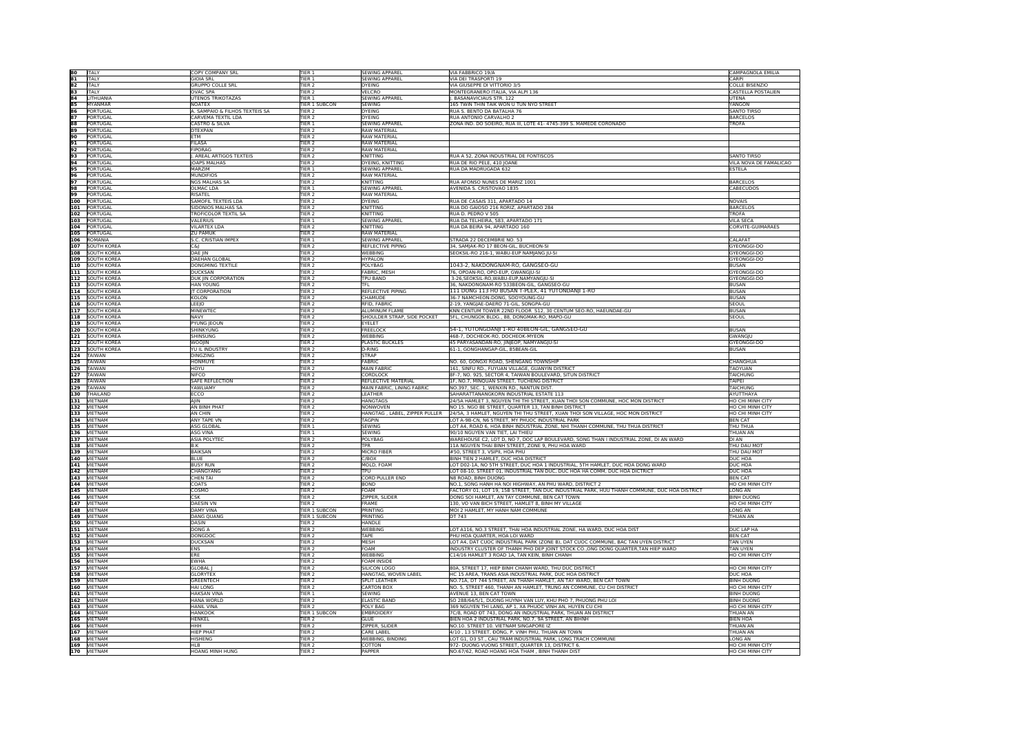| 80 | ITALY | COPY COMPANY SRL | TIER 1 | SEWING APPAREL | VIA FABBRICO 19/A | CAMPAGNOLA EMILIA |
|---|---|---|---|---|---|---|
| 81 | ITALY | GIOIA SRL | TIER 1 | SEWING APPAREL | VIA DEI TRASPORTI 19 | CARPI |
| 82 | ITALY | GRUPPO COLLE SRL | TIER 2 | DYEING | VIA GIUSEPPE DI VITTORIO 3/5 | COLLE BISENZIO |
| 83 | ITALY | OVAC SPA | TIER 2 | VELCRO | MONTEGRANERO ITALIA, VIA ALPI 136 | CASTELLA POSTALIEN |
| 84 | LITHUANIA | UTENOS TRIKOTAZAS | TIER 1 | SEWING APPAREL | J. BASANAVICIAUS STR. 122 | UTENA |
| 85 | MYANMAR | NOATEX | TIER 1 SUBCON | SEWING | 165 TWIN THIN TAIK WON U TUN NYO STREET | YANGON |
| 86 | PORTUGAL | A. SAMPAIO & FILHOS TEXTEIS SA | TIER 2 | DYEING | RUA S. BENTO DA BATALHA 76 | SANTO TIRSO |
| 87 | PORTUGAL | CARVEMA TEXTIL LDA | TIER 2 | DYEING | RUA ANTONIO CARVALHO 2 | BARCELOS |
| 88 | PORTUGAL | CASTRO & SILVA | TIER 1 | SEWING APPAREL | ZONA IND. DO SOEIRO, RUA III, LOTE 41- 4745-399 S. MAMEDE CORONADO | TROFA |
| 89 | PORTUGAL | DTEXPAN | TIER 2 | RAW MATERIAL | | |
| 90 | PORTUGAL | ETM | TIER 2 | RAW MATERIAL | | |
| 91 | PORTUGAL | FILASA | TIER 2 | RAW MATERIAL | | |
| 92 | PORTUGAL | FIPORAG | TIER 2 | RAW MATERIAL | | |
| 93 | PORTUGAL | J. AREAL ARTIGOS TEXTEIS | TIER 2 | KNITTING | RUA A 52, ZONA INDUSTRIAL DE FONTISCOS | SANTO TIRSO |
| 94 | PORTUGAL | JOAPS MALHAS | TIER 2 | DYEING, KNITTING | RUA DE RIO PELE, 410 JOANE | VILA NOVA DE FAMALICAO |
| 95 | PORTUGAL | MARZIM | TIER 1 | SEWING APPAREL | RUA DA MADRUGADA 632 | ESTELA |
| 96 | PORTUGAL | MUNDIFIOS | TIER 2 | RAW MATERIAL | | |
| 97 | PORTUGAL | NGS MALHAS SA | TIER 2 | KNITTING | RUA AFONSO NUNES DE MARIZ 1001 | BARCELOS |
| 98 | PORTUGAL | OLMAC LDA | TIER 1 | SEWING APPAREL | AVENIDA S. CRISTOVAO 1835 | CABECUDOS |
| 99 | PORTUGAL | RISATEL | TIER 2 | RAW MATERIAL | | |
| 100 | PORTUGAL | SAMOFIL TEXTEIS LDA | TIER 2 | DYEING | RUA DE CASAIS 311, APARTADO 14 | NOVAIS |
| 101 | PORTUGAL | SIDONIOS MALHAS SA | TIER 2 | KNITTING | RUA DO GAIOSO 216 RORIZ, APARTADO 284 | BARCELOS |
| 102 | PORTUGAL | TROFICOLOR TEXTIL SA | TIER 2 | KNITTING | RUA D. PEDRO V 505 | TROFA |
| 103 | PORTUGAL | VALERIUS | TIER 1 | SEWING APPAREL | RUA DA TELHEIRA, 583, APARTADO 171 | VILA SECA |
| 104 | PORTUGAL | VILARTEX LDA | TIER 2 | KNITTING | RUA DA BEIRA 94, APARTADO 160 | CORVITE-GUIMARAES |
| 105 | PORTUGAL | ZU PAMUK | TIER 2 | RAW MATERIAL | | |
| 106 | ROMANIA | S.C. CRISTIAN IMPEX | TIER 1 | SEWING APPAREL | STRADA 22 DECEMBRIE NO. 53 | CALAFAT |
| 107 | SOUTH KOREA | C&J | TIER 2 | REFLECTIVE PIPING | 34, SAMJAK-RO 17 BEON-GIL, BUCHEON-SI | GYEONGGI-DO |
| 108 | SOUTH KOREA | DAE JIN | TIER 2 | WEBBING | SEOKSIL-RO 216-1, WABU-EUP NAMJANG JU-SI | GYEONGGI-DO |
| 109 | SOUTH KOREA | DAEHAN GLOBAL | TIER 2 | HYPALON | | GYEONGGI-DO |
| 110 | SOUTH KOREA | DONGMING TEXTILE | TIER 2 | POLYBAG | 1043-2, NAKDONGNAM-RO, GANGSEO-GU | BUSAN |
| 111 | SOUTH KOREA | DUCKSAN | TIER 2 | FABRIC, MESH | 76, OPOAN-RO, OPO-EUP, GWANGJU-SI | GYEONGGI-DO |
| 112 | SOUTH KOREA | DUK JIN CORPORATION | TIER 2 | TPU BAND | 3-26,SEOKSIL-RO,WABU-EUP,NAMYANGJU-SI | GYEONGGI-DO |
| 113 | SOUTH KOREA | HAN YOUNG | TIER 2 | TFL | 36, NAKDONGNAM-RO 533BEON-GIL, GANGSEO-GU | BUSAN |
| 114 | SOUTH KOREA | JT CORPORATION | TIER 2 | REFLECTIVE PIPING | 111 DONG 113 HO BUSAN T-PLEX, 41 YUTONDANJI 1-RO | BUSAN |
| 115 | SOUTH KOREA | KOLON | TIER 2 | CHAMUDE | 36-7 NAMCHEON-DONG, SOOYOUNG-GU | BUSAN |
| 116 | SOUTH KOREA | LEEJO | TIER 2 | RFID, FABRIC | 2-19, YANGJAE-DAERO 71-GIL, SONGPA-GU | SEOUL |
| 117 | SOUTH KOREA | MINEWTEC | TIER 2 | ALUMINUM FLAME | KNN CENTUM TOWER 22ND FLOOR. 512, 30 CENTUM SEO-RO, HAEUNDAE-GU | BUSAN |
| 118 | SOUTH KOREA | NAVY | TIER 2 | SHOULDER STRAP, SIDE POCKET | 5FL, CHUNGOK BLDG., 88, DONGMAK-RO, MAPO-GU | SEOUL |
| 119 | SOUTH KOREA | PYUNG JEOUN | TIER 2 | EYELET | | |
| 120 | SOUTH KOREA | SHINKYUNG | TIER 2 | FREELOCK | 54-1, YUTONGDANJI 1-RO 40BEON-GIL, GANGSEO-GU | BUSAN |
| 121 | SOUTH KOREA | SHINSUNG | TIER 2 | WEBBING | 468-7, DOCHEOK-RO, DOCHEOK-MYEON | GWANGJU |
| 122 | SOUTH KOREA | WOOJIN | TIER 2 | PLASTIC BUCKLES | 45 PARYASANDAN-RO, JINJEOP, NAMYANGJU-SI | GYEONGGI-DO |
| 123 | SOUTH KOREA | YU IL INDUSTRY | TIER 2 | D-RING | 61-1, GONGHANGAP-GIL, 85BEAN-GIL | BUSAN |
| 124 | TAIWAN | DINGZING | TIER 2 | STRAP | | |
| 125 | TAIWAN | HONMUYE | TIER 2 | FABRIC | NO. 60, GONGXI ROAD, SHENGANG TOWNSHIP | CHANGHUA |
| 126 | TAIWAN | HOYU | TIER 2 | MAIN FABRIC | 161, SINFU RD., FUYUAN VILLAGE, GUANYIN DISTRICT | TAOYUAN |
| 127 | TAIWAN | NIFCO | TIER 2 | CORDLOCK | 8F-7, NO. 925, SECTOR 4, TAIWAN BOULEVARD, SITUN DISTRICT | TAICHUNG |
| 128 | TAIWAN | SAFE REFLECTION | TIER 2 | REFLECTIVE MATERIAL | 1F, NO.7, MINQUAN STREET, TUCHENG DISTRICT | TAIPEI |
| 129 | TAIWAN | YAWLIAMY | TIER 2 | MAIN FABRIC, LINING FABRIC | NO.397, SEC. 1, WENXIN RD., NANTUN DIST. | TAICHUNG |
| 130 | THAILAND | ECCO | TIER 2 | LEATHER | SAHARATTANANGKORN INDUSTRIAL ESTATE 113 | AYUTTHAYA |
| 131 | VIETNAM | AJIN | TIER 2 | HANGTAGS | 24/5A HAMLET 3, NGUYEN THI THI STREET, XUAN THOI SON COMMUNE, HOC MON DISTRICT | HO CHI MINH CITY |
| 132 | VIETNAM | AN BINH PHAT | TIER 2 | NONWOVEN | NO 15. NGO BE STREET, QUARTER 13, TAN BINH DISTRICT | HO CHI MINH CITY |
| 133 | VIETNAM | AN CHIN | TIER 2 | HANGTAG , LABEL, ZIPPER PULLER | 24/5A, 3 HAMLET, NGUYEN THI THU STREET, XUAN THOI SON VILLAGE, HOC MON DISTRICT | HO CHI MINH CITY |
| 134 | VIETNAM | ANY TAPE VN | TIER 2 | TAGPIN | LOT A-9B-CN, N6 STREET, MY PHUOC INDUSTRIAL PARK | BEN CAT |
| 135 | VIETNAM | ASG GLOBAL | TIER 1 | SEWING | LOT A4, ROAD 6, HOA BINH INDUSTRIAL ZONE, NHI THANH COMMUNE, THU THUA DISTRICT | THU THUA |
| 136 | VIETNAM | ASG VINA | TIER 1 | SEWING | 90/10 NGUYEN VAN TIET, LAI THIEU | THUAN AN |
| 137 | VIETNAM | ASIA POLYTEC | TIER 2 | POLYBAG | WAREHOUSE C2, LOT D, NO 7, DOC LAP BOULEVARD, SONG THAN I INDUSTRIAL ZONE, DI AN WARD | DI AN |
| 138 | VIETNAM | B.K | TIER 2 | TPR | 11A NGUYEN THAI BINH STREET, ZONE 9, PHU HOA WARD | THU DAU MOT |
| 139 | VIETNAM | BAIKSAN | TIER 2 | MICRO FIBER | #50, STREET 3, VSIPII, HOA PHU | THU DAU MOT |
| 140 | VIETNAM | BLUE | TIER 2 | C/BOX | BINH TIEN 2 HAMLET, DUC HOA DISTRICT | DUC HOA |
| 141 | VIETNAM | BUSY RUN | TIER 2 | MOLD, FOAM | LOT D02-1A, NO 5TH STREET, DUC HOA 1 INDUSTRIAL, 5TH HAMLET, DUC HOA DONG WARD | DUC HOA |
| 142 | VIETNAM | CHANGYANG | TIER 2 | TPU | LOT 08-10, STREET 01, INDUSTRIAL TAN DUC, DUC HOA HA COMM, DUC HOA DICTRICT | DUC HOA |
| 143 | VIETNAM | CHEN TAI | TIER 2 | CORD PULLER END | N8 ROAD, BINH DUONG | BEN CAT |
| 144 | VIETNAM | COATS | TIER 2 | BOND | NO.1, SONG HANH HA NOI HIGHWAY, AN PHU WARD, DISTRICT 2 | HO CHI MINH CITY |
| 145 | VIETNAM | COSMO | TIER 2 | FOAM | FACTORY 01, LOT 19, 15B STREET, TAN DUC INDUSTRIAL PARK, HUU THANH COMMUNE, DUC HOA DISTRICT | LONG AN |
| 146 | VIETNAM | CSK | TIER 2 | ZIPPER, SLIDER | DONG SOI HAMLET, AN TAY COMMUNE, BEN CAT TOWN | BINH DUONG |
| 147 | VIETNAM | DAESIN VN | TIER 2 | FRAME | 130, VO VAN BICH STREET, HAMLET 8, BINH MY VILLAGE | HO CHI MINH CITY |
| 148 | VIETNAM | DAMY VINA | TIER 1 SUBCON | PRINTING | MOI 2 HAMLET, MY HANH NAM COMMUNE | LONG AN |
| 149 | VIETNAM | DANG QUANG | TIER 1 SUBCON | PRINTING | DT 743 | THUAN AN |
| 150 | VIETNAM | DASIN | TIER 2 | HANDLE | | |
| 151 | VIETNAM | DONG A | TIER 2 | WEBBING | LOT A116, NO.3 STREET, THAI HOA INDUSTRIAL ZONE, HA WARD, DUC HOA DIST | DUC LAP HA |
| 152 | VIETNAM | DONGDOC | TIER 2 | TAPE | PHU HOA QUARTER, HOA LOI WARD | BEN CAT |
| 153 | VIETNAM | DUCKSAN | TIER 2 | MESH | LOT A4, DAT CUOC INDUSTRIAL PARK (ZONE B), DAT CUOC COMMUNE, BAC TAN UYEN DISTRICT | TAN UYEN |
| 154 | VIETNAM | ENS | TIER 2 | FOAM | INDUSTRY CLUSTER OF THANH PHO DEP JOINT STOCK CO.,ONG DONG QUARTER,TAN HIEP WARD | TAN UYEN |
| 155 | VIETNAM | ERE | TIER 2 | WEBBING | C14/16 HAMLET 3 ROAD 1A, TAN KEIN, BINH CHANH | HO CHI MINH CITY |
| 156 | VIETNAM | EWHA | TIER 2 | FOAM INSIDE | | |
| 157 | VIETNAM | GLOBAL J | TIER 2 | SILICON LOGO | 80A, STREET 17, HIEP BINH CHANH WARD, THU DUC DISTRICT | HO CHI MINH CITY |
| 158 | VIETNAM | GLORYTEX | TIER 2 | HANGTAG, WOVEN LABEL | HC 15 AREA, TRANS ASIA INDUSTRIAL PARK, DUC HOA DISTRICT | DUC HOA |
| 159 | VIETNAM | GREENTECH | TIER 2 | SPLIT LEATHER | NO.71A, DT 744 STREET, AN THANH HAMLET, AN TAY WARD, BEN CAT TOWN | BINH DUONG |
| 160 | VIETNAM | HAI LONG | TIER 2 | CARTON BOX | NO. 5, STREET 460, THANH AN HAMLET, TRUNG AN COMMUNE, CU CHI DISTRICT | HO CHI MINH CITY |
| 161 | VIETNAM | HAKSAN VINA | TIER 1 | SEWING | AVENUE 13, BEN CAT TOWN | BINH DUONG |
| 162 | VIETNAM | HANA WORLD | TIER 2 | ELASTIC BAND | SO 288/64/5/1, DUONG HUYNH VAN LUY, KHU PHO 7, PHUONG PHU LOI | BINH DUONG |
| 163 | VIETNAM | HANIL VINA | TIER 2 | POLY BAG | 369 NGUYEN THI LANG, AP 1, XA PHUOC VINH AN, HUYEN CU CHI | HO CHI MINH CITY |
| 164 | VIETNAM | HANKOOK | TIER 1 SUBCON | EMBROIDERY | 7C/8, ROAD ĐT 743, DONG AN INDUSTRIAL PARK, THUAN AN DISTRICT | THUAN AN |
| 165 | VIETNAM | HENKEL | TIER 2 | GLUE | BIEN HOA 2 INDUSTRIAL PARK, NO.7, 9A STREET, AN BIHNH | BIEN HOA |
| 166 | VIETNAM | HHH | TIER 2 | ZIPPER, SLIDER | NO.10, STREET 10, VIETNAM SINGAPORE IZ | THUAN AN |
| 167 | VIETNAM | HIEP PHAT | TIER 2 | CARE LABEL | 4/10 , 13 STREET, DONG, P. VINH PHU, THUAN AN TOWN | THUAN AN |
| 168 | VIETNAM | HISHENG | TIER 2 | WEBBING, BINDING | LOT G1, D3 ST., CAU TRAM INDUSTRIAL PARK, LONG TRACH COMMUNE | LONG AN |
| 169 | VIETNAM | HLB | TIER 2 | COTTON | 972- DUONG VUONG STREET, QUARTER 13, DISTRICT 6 | HO CHI MINH CITY |
| 170 | VIETNAM | HOANG MINH HUNG | TIER 2 | PAPPER | NO.67/62, ROAD HOANG HOA THAM , BINH THANH DIST | HO CHI MINH CITY |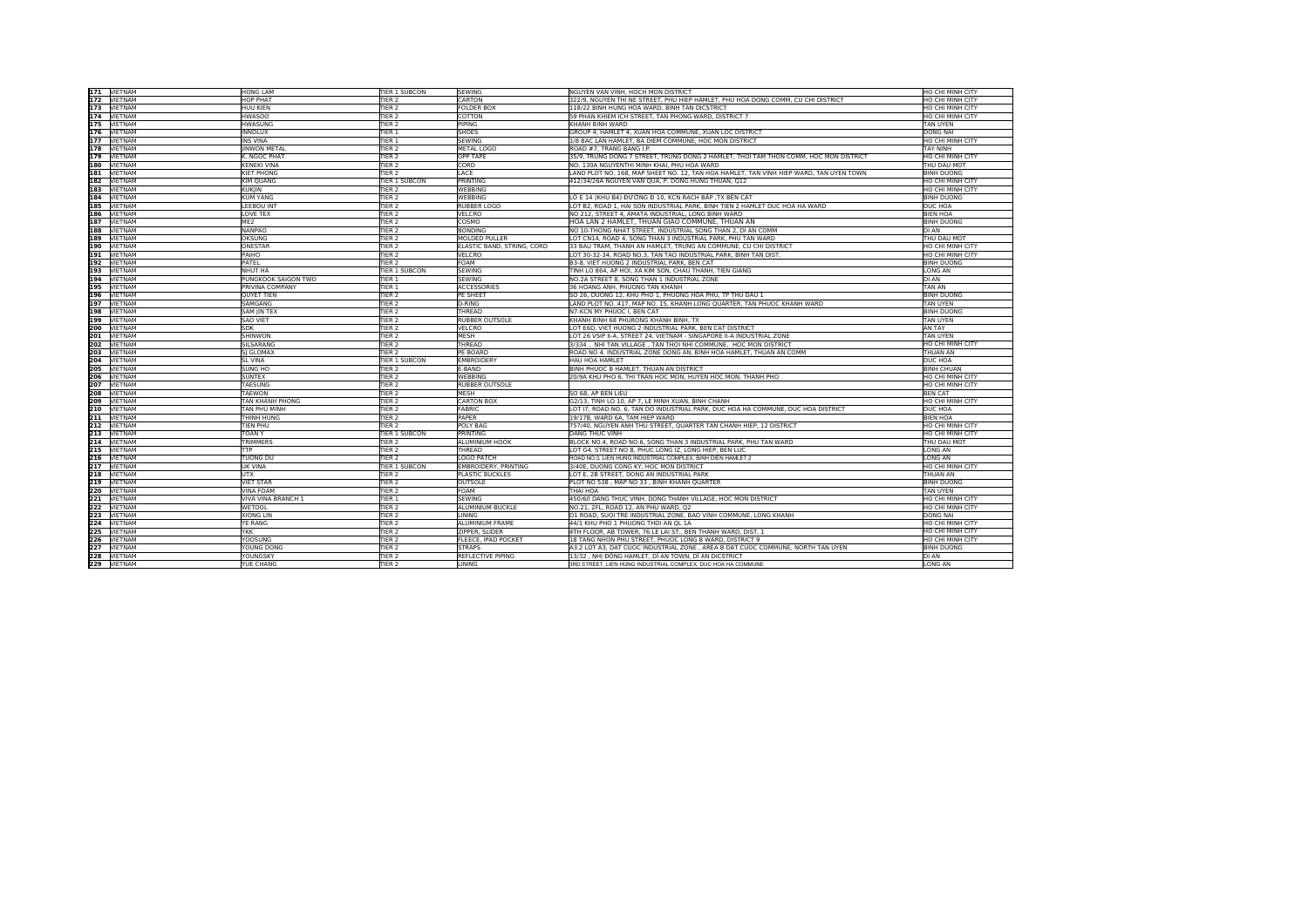| | | | | | | |
|---|---|---|---|---|---|---|
| 171 | VIETNAM | HONG LAM | TIER 1 SUBCON | SEWING | NGUYEN VAN VINH, HOCH MON DISTRICT | HO CHI MINH CITY |
| 172 | VIETNAM | HOP PHAT | TIER 2 | CARTON | 322/9, NGUYEN THI NE STREET, PHU HIEP HAMLET, PHU HOA DONG COMM, CU CHI DISTRICT | HO CHI MINH CITY |
| 173 | VIETNAM | HUU KIEN | TIER 2 | FOLDER BOX | 118/22 BINH HUNG HOA WARD, BINH TAN DICSTRICT | HO CHI MINH CITY |
| 174 | VIETNAM | HWASOO | TIER 2 | COTTON | 59 PHAN KHIEM ICH STREET, TAN PHONG WARD, DISTRICT 7 | HO CHI MINH CITY |
| 175 | VIETNAM | HWASUNG | TIER 2 | PIPING | KHANH BINH WARD | TAN UYEN |
| 176 | VIETNAM | INNOLUX | TIER 1 | SHOES | GROUP 4, HAMLET 4, XUAN HOA COMMUNE, XUAN LOC DISTRICT | DONG NAI |
| 177 | VIETNAM | INS VINA | TIER 1 | SEWING | 1/8 BAC LAN HAMLET, BA DIEM COMMUNE, HOC MON DISTRICT | HO CHI MINH CITY |
| 178 | VIETNAM | JINWON METAL | TIER 2 | METAL LOGO | ROAD #7, TRANG BANG I.P. | TAY NINH |
| 179 | VIETNAM | K. NGOC PHAT | TIER 2 | OPP TAPE | 35/9, TRUNG DONG 7 STREET, TRUNG DONG 2 HAMLET, THOI TAM THON COMM, HOC MON DISTRICT | HO CHI MINH CITY |
| 180 | VIETNAM | KENEKI VINA | TIER 2 | CORD | NO. 130A NGUYENTHI MINH KHAI, PHU HOA WARD | THU DAU MOT |
| 181 | VIETNAM | KIET PHONG | TIER 2 | LACE | LAND PLOT NO. 168, MAP SHEET NO. 12, TAN HOA HAMLET, TAN VINH HIEP WARD, TAN UYEN TOWN | BINH DUONG |
| 182 | VIETNAM | KIM QUANG | TIER 1 SUBCON | PRINTING | 412/34/26A NGUYEN VAN QUA, P. DONG HUNG THUAN, Q12 | HO CHI MINH CITY |
| 183 | VIETNAM | KUKJIN | TIER 2 | WEBBING | | HO CHI MINH CITY |
| 184 | VIETNAM | KUM YANG | TIER 2 | WEBBING | LÔ E 14 (KHU B4) ĐƯỜNG Đ 10, KCN RẠCH BẮP ,TX BẾN CÁT | BINH DUONG |
| 185 | VIETNAM | LEEBOU INT | TIER 2 | RUBBER LOGO | LOT B2, ROAD 1, HAI SON INDUSTRIAL PARK, BINH TIEN 2 HAMLET DUC HOA HA WARD | DUC HOA |
| 186 | VIETNAM | LOVE TEX | TIER 2 | VELCRO | NO 212, STREET 4, AMATA INDUSTRIAL, LONG BINH WARD | BIEN HOA |
| 187 | VIETNAM | ME2 | TIER 2 | COSMO | HOA LAN 2 HAMLET, THUAN GIAO COMMUNE, THUAN AN | BINH DUONG |
| 188 | VIETNAM | NANPAO | TIER 2 | BONDING | NO 10-THONG NHAT STREET, INDUSTRIAL SONG THAN 2, DI AN COMM | DI AN |
| 189 | VIETNAM | OKSUNG | TIER 2 | MOLDED PULLER | LOT CN14, ROAD 4, SONG THAN 3 INDUSTRIAL PARK, PHU TAN WARD | THU DAU MOT |
| 190 | VIETNAM | ONESTAR | TIER 2 | ELASTIC BAND, STRING, CORD | 33 BAU TRAM, THANH AN HAMLET, TRUNG AN COMMUNE, CU CHI DISTRICT | HO CHI MINH CITY |
| 191 | VIETNAM | PAIHO | TIER 2 | VELCRO | LOT 30-32-34, ROAD NO.3, TAN TAO INDUSTRIAL PARK, BINH TAN DIST. | HO CHI MINH CITY |
| 192 | VIETNAM | PATEL | TIER 2 | FOAM | B3-8, VIET HUONG 2 INDUSTRIAL PARK, BEN CAT | BINH DUONG |
| 193 | VIETNAM | NHUT HA | TIER 1 SUBCON | SEWING | TINH LO B64, AP HOI, XA KIM SON, CHAU THANH, TIEN GIANG | LONG AN |
| 194 | VIETNAM | PUNGKOOK SAIGON TWO | TIER 1 | SEWING | NO.2A STREET 8, SONG THAN 1 INDUSTRIAL ZONE | DI AN |
| 195 | VIETNAM | PRIVINA COMPANY | TIER 1 | ACCESSORIES | 36 HOANG ANH, PHUONG TAN KHANH | TAN AN |
| 196 | VIETNAM | QUYET TIEN | TIER 2 | PE SHEET | SO 26, DUONG 12, KHU PHO 1, PHUONG HOA PHU, TP THU DAU 1 | BINH DUONG |
| 197 | VIETNAM | SAMGANG | TIER 2 | D-RING | LAND PLOT NO. 417, MAP NO. 15, KHANH LONG QUARTER, TAN PHUOC KHANH WARD | TAN UYEN |
| 198 | VIETNAM | SAM JIN TEX | TIER 2 | THREAD | N7-KCN MY PHUOC I, BEN CAT | BINH DUONG |
| 199 | VIETNAM | SAO VIET | TIER 2 | RUBBER OUTSOLE | KHANH BINH 68 PHURONG KHANH BINH, TX | TAN UYEN |
| 200 | VIETNAM | SDK | TIER 2 | VELCRO | LOT E6D, VIET HUONG 2 INDUSTRIAL PARK, BEN CAT DISTRICT | AN TAY |
| 201 | VIETNAM | SHINWON | TIER 2 | MESH | LOT 26 VSIP II-A, STREET 24, VIETNAM - SINGAPORE II-A INDUSTRIAL ZONE | TAN UYEN |
| 202 | VIETNAM | SILSARANG | TIER 2 | THREAD | 3/334 , NHI TAN VILLAGE , TAN THOI NHI COMMUNE, HOC MON DISTRICT | HO CHI MINH CITY |
| 203 | VIETNAM | SJ GLOMAX | TIER 2 | PE BOARD | ROAD NO 4, INDUSTRIAL ZONE DONG AN, BINH HOA HAMLET, THUAN AN COMM | THUAN AN |
| 204 | VIETNAM | SL VINA | TIER 1 SUBCON | EMBROIDERY | HAU HOA HAMLET | DUC HOA |
| 205 | VIETNAM | SUNG HO | TIER 2 | E-BAND | BINH PHUOC B HAMLET, THUAN AN DISTRICT | BINH CHUAN |
| 206 | VIETNAM | SUNTEX | TIER 2 | WEBBING | 20/9A KHU PHO 6, THI TRAN HOC MON, HUYEN HOC MON, THANH PHO | HO CHI MINH CITY |
| 207 | VIETNAM | TAESUNG | TIER 2 | RUBBER OUTSOLE | | HO CHI MINH CITY |
| 208 | VIETNAM | TAEWON | TIER 2 | MESH | SO 68, AP BEN LIEU | BEN CAT |
| 209 | VIETNAM | TAN KHANH PHONG | TIER 2 | CARTON BOX | G2/13, TINH LO 10, AP 7, LE MINH XUAN, BINH CHANH | HO CHI MINH CITY |
| 210 | VIETNAM | TAN PHU MINH | TIER 2 | FABRIC | LOT I7, ROAD NO. 6, TAN DO INDUSTRIAL PARK, DUC HOA HA COMMUNE, DUC HOA DISTRICT | DUC HOA |
| 211 | VIETNAM | THINH HUNG | TIER 2 | PAPER | 19/17B, WARD 6A, TAM HIEP WARD | BIEN HOA |
| 212 | VIETNAM | TIEN PHU | TIER 2 | POLY BAG | 757/40, NGUYEN ANH THU STREET, QUARTER TAN CHANH HIEP, 12 DISTRICT | HO CHI MINH CITY |
| 213 | VIETNAM | TOAN Y | TIER 1 SUBCON | PRINTING | DANG THUC VINH | HO CHI MINH CITY |
| 214 | VIETNAM | TRIMMERS | TIER 2 | ALUMINIUM HOOK | BLOCK NO.4, ROAD NO.6, SONG THAN 3 INDUSTRIAL PARK, PHU TAN WARD | THU DAU MOT |
| 215 | VIETNAM | TTP | TIER 2 | THREAD | LOT G4, STREET NO 8, PHUC LONG IZ, LONG HIEP, BEN LUC | LONG AN |
| 216 | VIETNAM | TUONG DU | TIER 2 | LOGO PATCH | ROAD NO.3, LIEN HUNG INDUSTRIAL COMPLEX, BINH DIEN HAMLET 2 | LONG AN |
| 217 | VIETNAM | UK VINA | TIER 1 SUBCON | EMBROIDERY, PRINTING | 3/40E, DUONG CONG KY, HOC MON DISTRICT | HO CHI MINH CITY |
| 218 | VIETNAM | UTX | TIER 2 | PLASTIC BUCKLES | LOT E, 2B STREET, DONG AN INDUSTRIAL PARK | THUAN AN |
| 219 | VIETNAM | VIET STAR | TIER 2 | OUTSOLE | PLOT NO 538 , MAP NO 33 , BINH KHANH QUARTER | BINH DUONG |
| 220 | VIETNAM | VINA FOAM | TIER 2 | FOAM | THAI HOA | TAN UYEN |
| 221 | VIETNAM | VIVA VINA BRANCH 1 | TIER 1 | SEWING | 450/60 DANG THUC VINH, DONG THANH VILLAGE, HOC MON DISTRICT | HO CHI MINH CITY |
| 222 | VIETNAM | WETOOL | TIER 2 | ALUMINIUM BUCKLE | NO.21, 2FL, ROAD 12, AN PHU WARD, Q2 | HO CHI MINH CITY |
| 223 | VIETNAM | XIONG LIN | TIER 2 | LINING | D1 ROAD, SUOI TRE INDUSTRIAL ZONE, BAO VINH COMMUNE, LONG KHANH | DONG NAI |
| 224 | VIETNAM | YE RANG | TIER 2 | ALUMINIUM FRAME | 44/1 KHU PHO 1 PHUONG THOI AN QL 1A | HO CHI MINH CITY |
| 225 | VIETNAM | YKK | TIER 2 | ZIPPER, SLIDER | 4TH FLOOR, AB TOWER, 76 LE LAI ST., BEN THANH WARD, DIST. 1 | HO CHI MINH CITY |
| 226 | VIETNAM | YOOSUNG | TIER 2 | FLEECE, IPAD POCKET | 18 TANG NHON PHU STREET, PHUOC LONG B WARD, DISTRICT 9 | HO CHI MINH CITY |
| 227 | VIETNAM | YOUNG DONG | TIER 2 | STRAPS | A3.2 LOT A3, DAT CUOC INDUSTRIAL ZONE , AREA B DAT CUOC COMMUNE, NORTH TAN UYEN | BINH DUONG |
| 228 | VIETNAM | YOUNGSKY | TIER 2 | REFLECTIVE PIPING | 13/32 , NHỊ ĐỒNG HAMLET, DĨ AN TOWN, DĨ AN DICSTRICT | DI AN |
| 229 | VIETNAM | YUE CHANG | TIER 2 | LINING | 3RD STREET, LIEN HUNG INDUSTRIAL COMPLEX, DUC HOA HA COMMUNE | LONG AN |